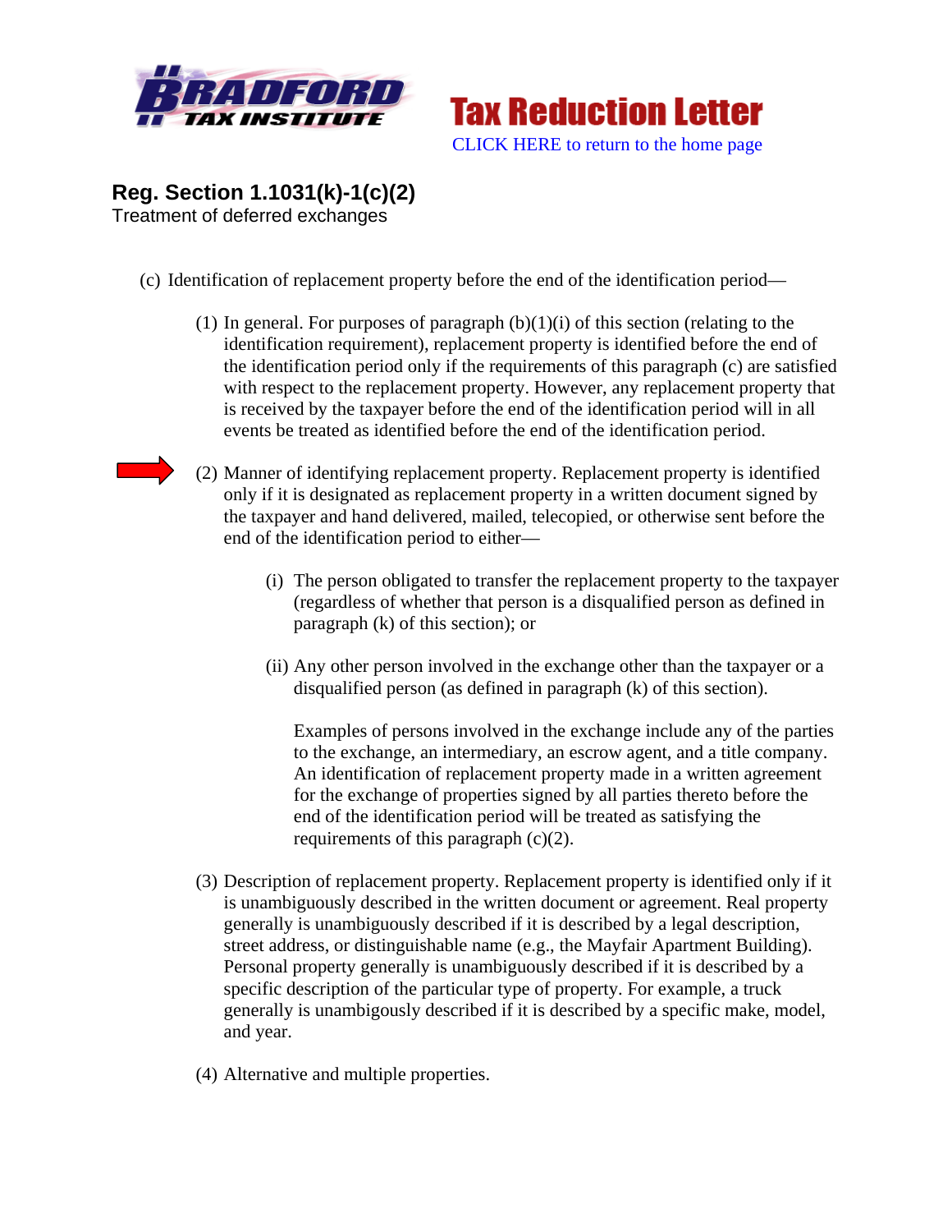**Tax Reduction Letter**

CLICK HERE to return to the home page

## Reg. Section 1.1031(k)-1(c)(2)

Treatment of deferred exchanges

(c) Identification of replacement property before the end of the identification period—

(1) In general. For purposes of paragraph (b)(1)(i) of this section (relating to the identification requirement), replacement property is identified before the end of the identification period only if the requirements of this paragraph (c) are satisfied with respect to the replacement property. However, any replacement property that is received by the taxpayer before the end of the identification period will in all events be treated as identified before the end of the identification period.

(2) Manner of identifying replacement property. Replacement property is identified only if it is designated as replacement property in a written document signed by the taxpayer and hand delivered, mailed, telecopied, or otherwise sent before the end of the identification period to either—

(i) The person obligated to transfer the replacement property to the taxpayer (regardless of whether that person is a disqualified person as defined in paragraph (k) of this section); or

(ii) Any other person involved in the exchange other than the taxpayer or a disqualified person (as defined in paragraph (k) of this section).

Examples of persons involved in the exchange include any of the parties to the exchange, an intermediary, an escrow agent, and a title company. An identification of replacement property made in a written agreement for the exchange of properties signed by all parties thereto before the end of the identification period will be treated as satisfying the requirements of this paragraph (c)(2).

(3) Description of replacement property. Replacement property is identified only if it is unambiguously described in the written document or agreement. Real property generally is unambiguously described if it is described by a legal description, street address, or distinguishable name (e.g., the Mayfair Apartment Building). Personal property generally is unambiguously described if it is described by a specific description of the particular type of property. For example, a truck generally is unambigously described if it is described by a specific make, model, and year.

(4) Alternative and multiple properties.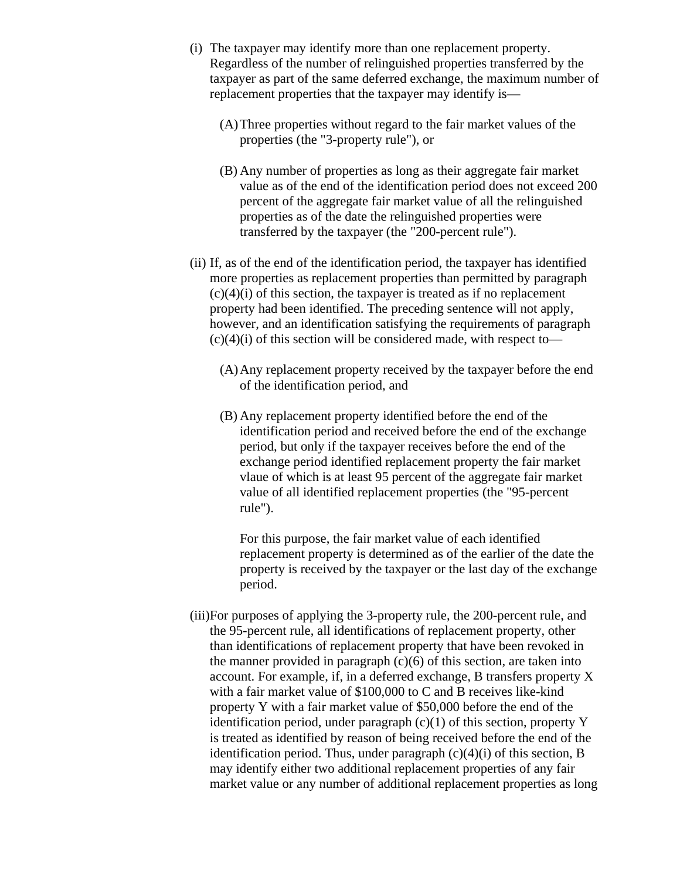(i) The taxpayer may identify more than one replacement property. Regardless of the number of relinguished properties transferred by the taxpayer as part of the same deferred exchange, the maximum number of replacement properties that the taxpayer may identify is—

   (A) Three properties without regard to the fair market values of the properties (the "3-property rule"), or

   (B) Any number of properties as long as their aggregate fair market value as of the end of the identification period does not exceed 200 percent of the aggregate fair market value of all the relinguished properties as of the date the relinguished properties were transferred by the taxpayer (the "200-percent rule").

(ii) If, as of the end of the identification period, the taxpayer has identified more properties as replacement properties than permitted by paragraph (c)(4)(i) of this section, the taxpayer is treated as if no replacement property had been identified. The preceding sentence will not apply, however, and an identification satisfying the requirements of paragraph (c)(4)(i) of this section will be considered made, with respect to—

   (A) Any replacement property received by the taxpayer before the end of the identification period, and

   (B) Any replacement property identified before the end of the identification period and received before the end of the exchange period, but only if the taxpayer receives before the end of the exchange period identified replacement property the fair market vlaue of which is at least 95 percent of the aggregate fair market value of all identified replacement properties (the "95-percent rule").

   For this purpose, the fair market value of each identified replacement property is determined as of the earlier of the date the property is received by the taxpayer or the last day of the exchange period.

(iii) For purposes of applying the 3-property rule, the 200-percent rule, and the 95-percent rule, all identifications of replacement property, other than identifications of replacement property that have been revoked in the manner provided in paragraph (c)(6) of this section, are taken into account. For example, if, in a deferred exchange, B transfers property X with a fair market value of $100,000 to C and B receives like-kind property Y with a fair market value of $50,000 before the end of the identification period, under paragraph (c)(1) of this section, property Y is treated as identified by reason of being received before the end of the identification period. Thus, under paragraph (c)(4)(i) of this section, B may identify either two additional replacement properties of any fair market value or any number of additional replacement properties as long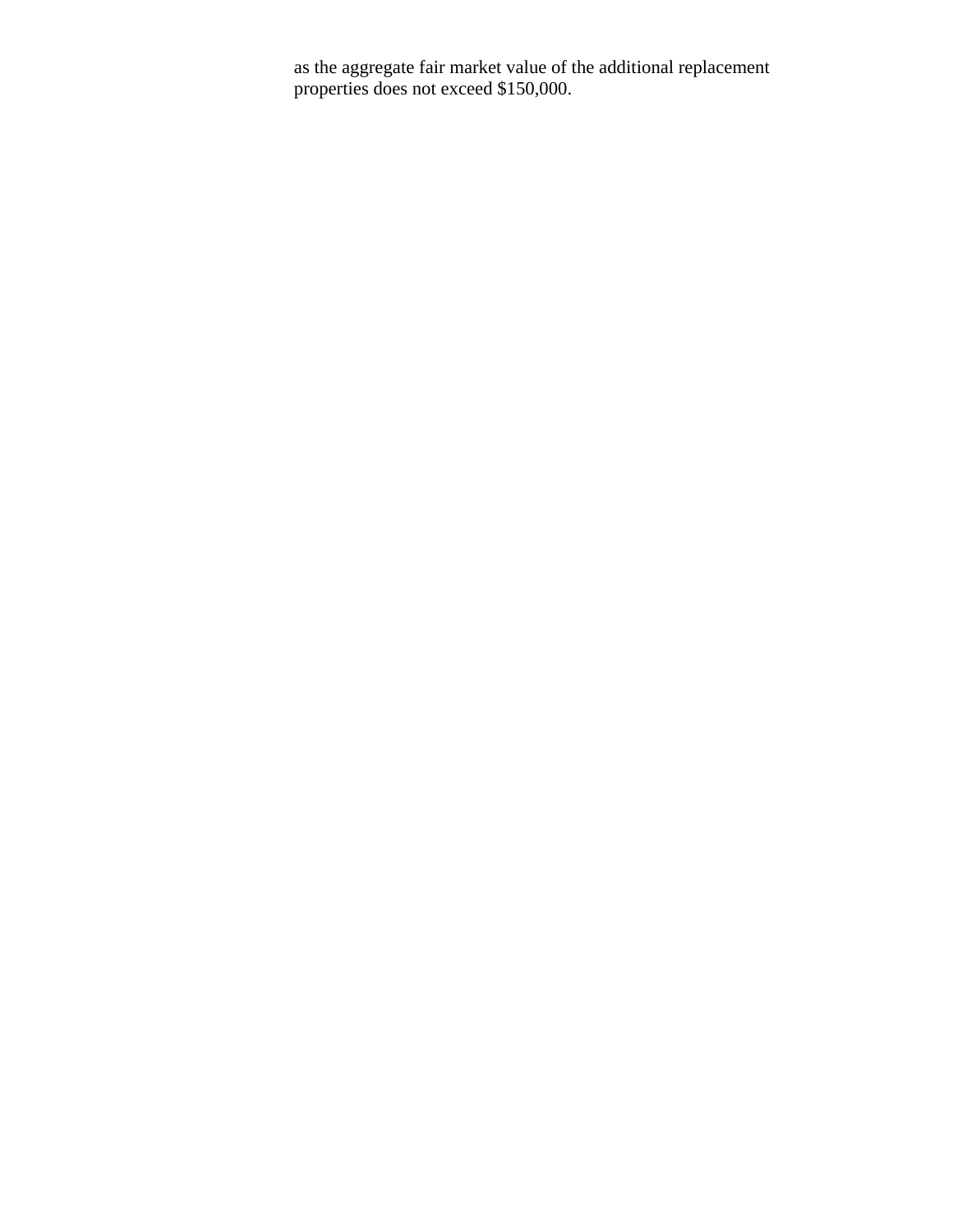as the aggregate fair market value of the additional replacement properties does not exceed $150,000.